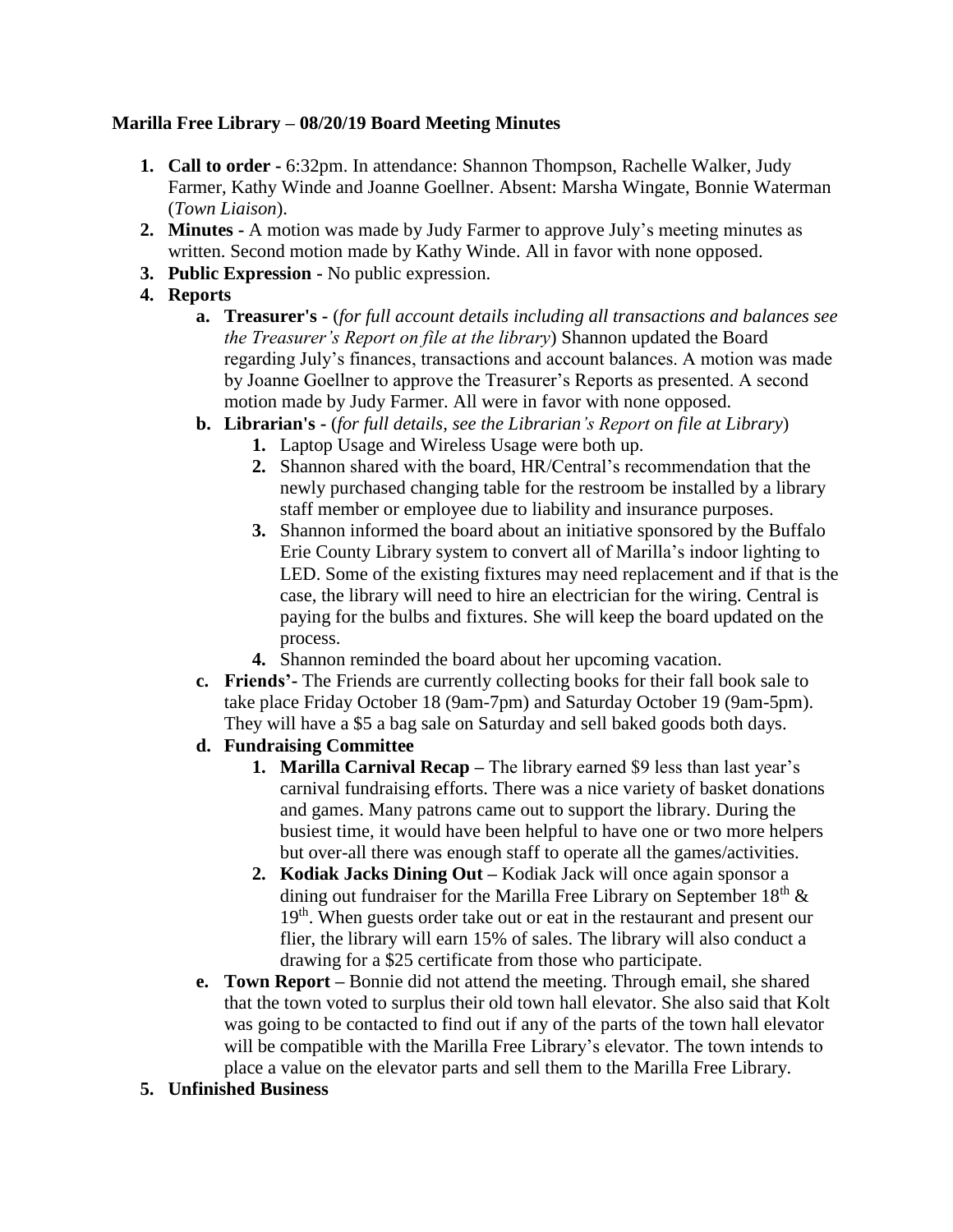**Marilla Free Library – 08/20/19 Board Meeting Minutes**

1. **Call to order** - 6:32pm. In attendance: Shannon Thompson, Rachelle Walker, Judy Farmer, Kathy Winde and Joanne Goellner. Absent: Marsha Wingate, Bonnie Waterman (*Town Liaison*).
2. **Minutes -** A motion was made by Judy Farmer to approve July's meeting minutes as written. Second motion made by Kathy Winde. All in favor with none opposed.
3. **Public Expression -** No public expression.
4. **Reports**
   a. **Treasurer's -** (*for full account details including all transactions and balances see the Treasurer's Report on file at the library*) Shannon updated the Board regarding July's finances, transactions and account balances. A motion was made by Joanne Goellner to approve the Treasurer's Reports as presented. A second motion made by Judy Farmer. All were in favor with none opposed.
   b. **Librarian's -** (*for full details, see the Librarian's Report on file at Library*)
      1. Laptop Usage and Wireless Usage were both up.
      2. Shannon shared with the board, HR/Central's recommendation that the newly purchased changing table for the restroom be installed by a library staff member or employee due to liability and insurance purposes.
      3. Shannon informed the board about an initiative sponsored by the Buffalo Erie County Library system to convert all of Marilla's indoor lighting to LED. Some of the existing fixtures may need replacement and if that is the case, the library will need to hire an electrician for the wiring. Central is paying for the bulbs and fixtures. She will keep the board updated on the process.
      4. Shannon reminded the board about her upcoming vacation.
   c. **Friends'-** The Friends are currently collecting books for their fall book sale to take place Friday October 18 (9am-7pm) and Saturday October 19 (9am-5pm). They will have a $5 a bag sale on Saturday and sell baked goods both days.
   d. **Fundraising Committee**
      1. **Marilla Carnival Recap –** The library earned $9 less than last year's carnival fundraising efforts. There was a nice variety of basket donations and games. Many patrons came out to support the library. During the busiest time, it would have been helpful to have one or two more helpers but over-all there was enough staff to operate all the games/activities.
      2. **Kodiak Jacks Dining Out –** Kodiak Jack will once again sponsor a dining out fundraiser for the Marilla Free Library on September 18th & 19th. When guests order take out or eat in the restaurant and present our flier, the library will earn 15% of sales. The library will also conduct a drawing for a $25 certificate from those who participate.
   e. **Town Report –** Bonnie did not attend the meeting. Through email, she shared that the town voted to surplus their old town hall elevator. She also said that Kolt was going to be contacted to find out if any of the parts of the town hall elevator will be compatible with the Marilla Free Library's elevator. The town intends to place a value on the elevator parts and sell them to the Marilla Free Library.
5. **Unfinished Business**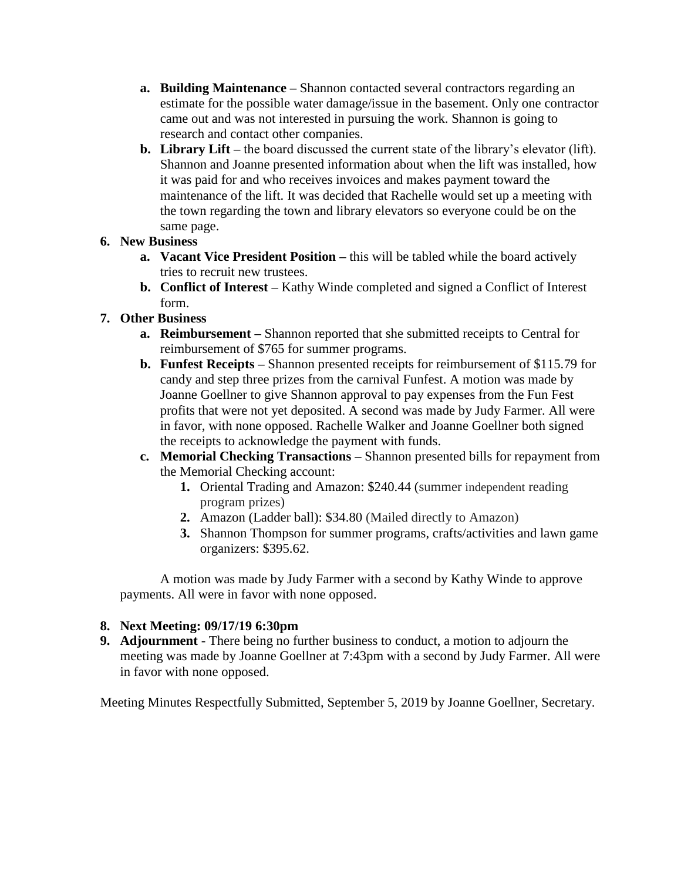- **a. Building Maintenance –** Shannon contacted several contractors regarding an estimate for the possible water damage/issue in the basement. Only one contractor came out and was not interested in pursuing the work. Shannon is going to research and contact other companies.
- **b. Library Lift –** the board discussed the current state of the library's elevator (lift). Shannon and Joanne presented information about when the lift was installed, how it was paid for and who receives invoices and makes payment toward the maintenance of the lift. It was decided that Rachelle would set up a meeting with the town regarding the town and library elevators so everyone could be on the same page.

**6. New Business**

- **a. Vacant Vice President Position –** this will be tabled while the board actively tries to recruit new trustees.
- **b. Conflict of Interest –** Kathy Winde completed and signed a Conflict of Interest form.

**7. Other Business**

- **a. Reimbursement –** Shannon reported that she submitted receipts to Central for reimbursement of $765 for summer programs.
- **b. Funfest Receipts –** Shannon presented receipts for reimbursement of $115.79 for candy and step three prizes from the carnival Funfest. A motion was made by Joanne Goellner to give Shannon approval to pay expenses from the Fun Fest profits that were not yet deposited. A second was made by Judy Farmer. All were in favor, with none opposed. Rachelle Walker and Joanne Goellner both signed the receipts to acknowledge the payment with funds.
- **c. Memorial Checking Transactions –** Shannon presented bills for repayment from the Memorial Checking account:
  1. Oriental Trading and Amazon: $240.44 (summer independent reading program prizes)
  2. Amazon (Ladder ball): $34.80 (Mailed directly to Amazon)
  3. Shannon Thompson for summer programs, crafts/activities and lawn game organizers: $395.62.

A motion was made by Judy Farmer with a second by Kathy Winde to approve payments. All were in favor with none opposed.

**8. Next Meeting: 09/17/19 6:30pm**

**9. Adjournment** - There being no further business to conduct, a motion to adjourn the meeting was made by Joanne Goellner at 7:43pm with a second by Judy Farmer. All were in favor with none opposed.

Meeting Minutes Respectfully Submitted, September 5, 2019 by Joanne Goellner, Secretary.